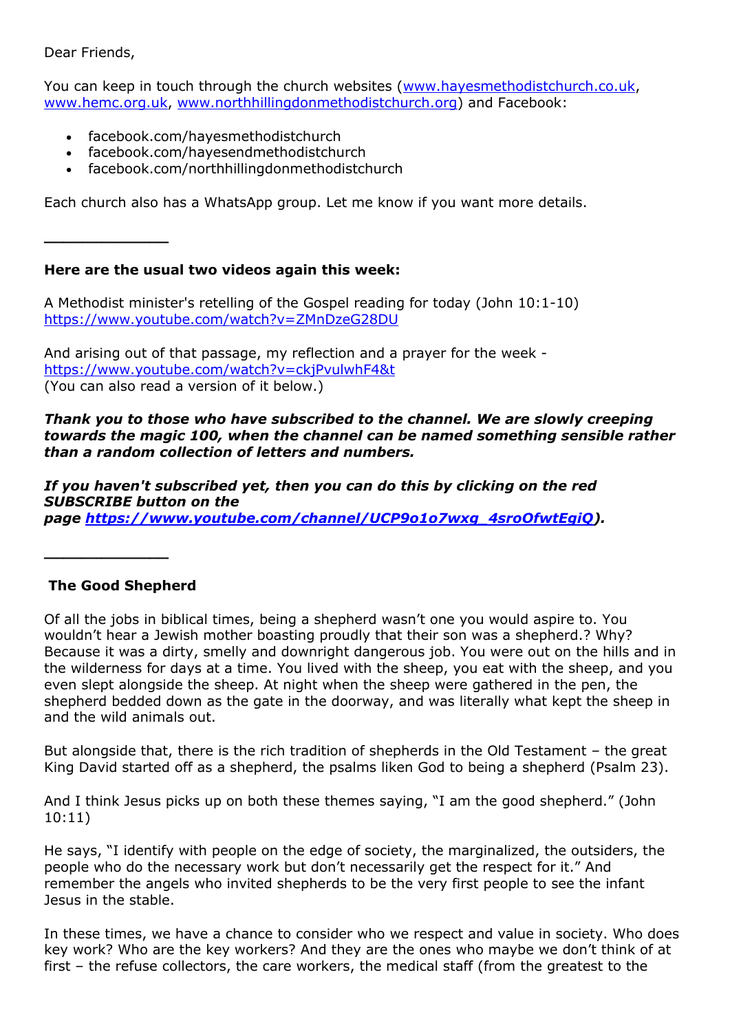Dear Friends,

You can keep in touch through the church websites (www.hayesmethodistchurch.co.uk, www.hemc.org.uk, www.northhillingdonmethodistchurch.org) and Facebook:

- facebook.com/hayesmethodistchurch
- facebook.com/hayesendmethodistchurch
- facebook.com/northhillingdonmethodistchurch

Each church also has a WhatsApp group. Let me know if you want more details.

______________

**Here are the usual two videos again this week:**

A Methodist minister's retelling of the Gospel reading for today (John 10:1-10)
https://www.youtube.com/watch?v=ZMnDzeG28DU

And arising out of that passage, my reflection and a prayer for the week - https://www.youtube.com/watch?v=ckjPvulwhF4&t
(You can also read a version of it below.)

***Thank you to those who have subscribed to the channel. We are slowly creeping towards the magic 100, when the channel can be named something sensible rather than a random collection of letters and numbers.***

***If you haven't subscribed yet, then you can do this by clicking on the red SUBSCRIBE button on the page https://www.youtube.com/channel/UCP9o1o7wxg_4sroOfwtEgiQ).***

______________

**The Good Shepherd**

Of all the jobs in biblical times, being a shepherd wasn't one you would aspire to. You wouldn't hear a Jewish mother boasting proudly that their son was a shepherd.? Why? Because it was a dirty, smelly and downright dangerous job. You were out on the hills and in the wilderness for days at a time. You lived with the sheep, you eat with the sheep, and you even slept alongside the sheep. At night when the sheep were gathered in the pen, the shepherd bedded down as the gate in the doorway, and was literally what kept the sheep in and the wild animals out.

But alongside that, there is the rich tradition of shepherds in the Old Testament – the great King David started off as a shepherd, the psalms liken God to being a shepherd (Psalm 23).

And I think Jesus picks up on both these themes saying, "I am the good shepherd." (John 10:11)

He says, "I identify with people on the edge of society, the marginalized, the outsiders, the people who do the necessary work but don't necessarily get the respect for it." And remember the angels who invited shepherds to be the very first people to see the infant Jesus in the stable.

In these times, we have a chance to consider who we respect and value in society. Who does key work? Who are the key workers? And they are the ones who maybe we don't think of at first – the refuse collectors, the care workers, the medical staff (from the greatest to the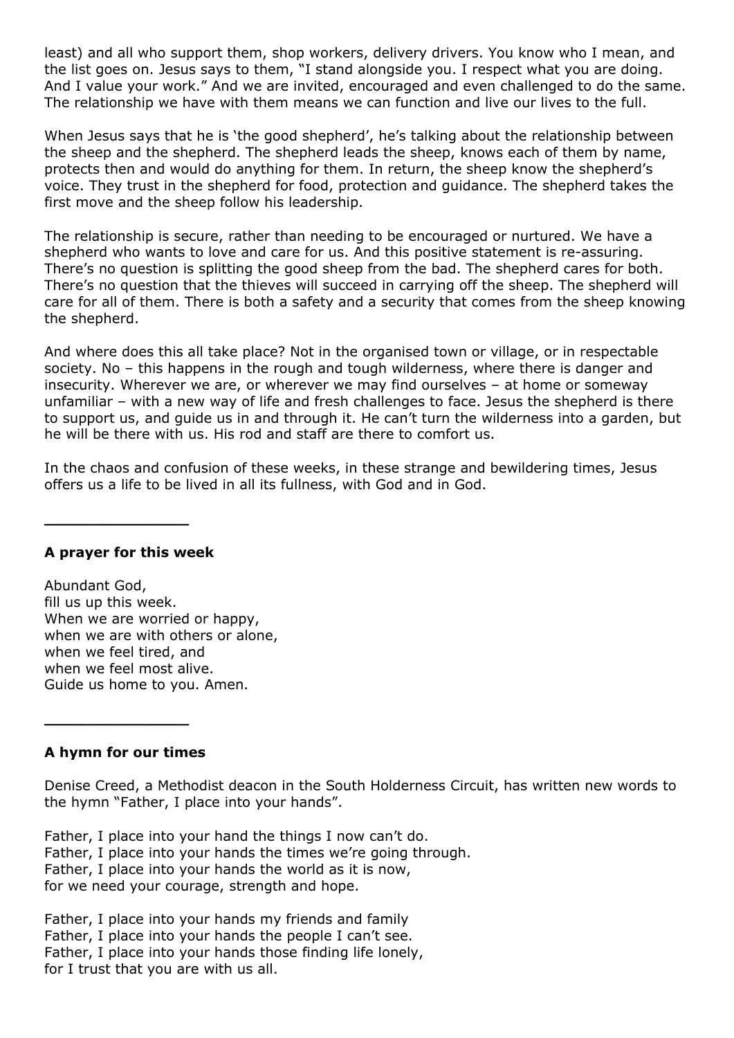least) and all who support them, shop workers, delivery drivers. You know who I mean, and the list goes on. Jesus says to them, "I stand alongside you. I respect what you are doing. And I value your work." And we are invited, encouraged and even challenged to do the same. The relationship we have with them means we can function and live our lives to the full.

When Jesus says that he is 'the good shepherd', he's talking about the relationship between the sheep and the shepherd. The shepherd leads the sheep, knows each of them by name, protects then and would do anything for them. In return, the sheep know the shepherd's voice. They trust in the shepherd for food, protection and guidance. The shepherd takes the first move and the sheep follow his leadership.

The relationship is secure, rather than needing to be encouraged or nurtured. We have a shepherd who wants to love and care for us. And this positive statement is re-assuring. There's no question is splitting the good sheep from the bad. The shepherd cares for both. There's no question that the thieves will succeed in carrying off the sheep. The shepherd will care for all of them. There is both a safety and a security that comes from the sheep knowing the shepherd.

And where does this all take place? Not in the organised town or village, or in respectable society. No – this happens in the rough and tough wilderness, where there is danger and insecurity. Wherever we are, or wherever we may find ourselves – at home or someway unfamiliar – with a new way of life and fresh challenges to face. Jesus the shepherd is there to support us, and guide us in and through it. He can't turn the wilderness into a garden, but he will be there with us. His rod and staff are there to comfort us.

In the chaos and confusion of these weeks, in these strange and bewildering times, Jesus offers us a life to be lived in all its fullness, with God and in God.

---

**A prayer for this week**

Abundant God,
fill us up this week.
When we are worried or happy,
when we are with others or alone,
when we feel tired, and
when we feel most alive.
Guide us home to you. Amen.

---

**A hymn for our times**

Denise Creed, a Methodist deacon in the South Holderness Circuit, has written new words to the hymn "Father, I place into your hands".

Father, I place into your hand the things I now can't do.
Father, I place into your hands the times we're going through.
Father, I place into your hands the world as it is now,
for we need your courage, strength and hope.

Father, I place into your hands my friends and family
Father, I place into your hands the people I can't see.
Father, I place into your hands those finding life lonely,
for I trust that you are with us all.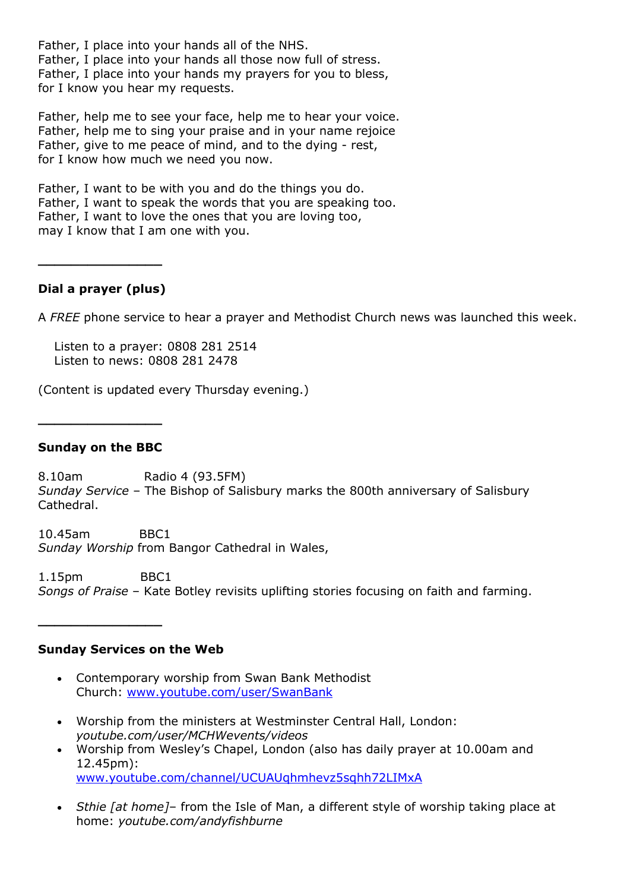Father, I place into your hands all of the NHS.
Father, I place into your hands all those now full of stress.
Father, I place into your hands my prayers for you to bless,
for I know you hear my requests.

Father, help me to see your face, help me to hear your voice.
Father, help me to sing your praise and in your name rejoice
Father, give to me peace of mind, and to the dying - rest,
for I know how much we need you now.

Father, I want to be with you and do the things you do.
Father, I want to speak the words that you are speaking too.
Father, I want to love the ones that you are loving too,
may I know that I am one with you.

---

**Dial a prayer (plus)**

A *FREE* phone service to hear a prayer and Methodist Church news was launched this week.

Listen to a prayer: 0808 281 2514
Listen to news: 0808 281 2478

(Content is updated every Thursday evening.)

---

**Sunday on the BBC**

8.10am Radio 4 (93.5FM)
*Sunday Service* – The Bishop of Salisbury marks the 800th anniversary of Salisbury Cathedral.

10.45am BBC1
*Sunday Worship* from Bangor Cathedral in Wales,

1.15pm BBC1
*Songs of Praise* – Kate Botley revisits uplifting stories focusing on faith and farming.

---

**Sunday Services on the Web**

- Contemporary worship from Swan Bank Methodist Church: www.youtube.com/user/SwanBank

- Worship from the ministers at Westminster Central Hall, London: *youtube.com/user/MCHWevents/videos*
- Worship from Wesley's Chapel, London (also has daily prayer at 10.00am and 12.45pm): www.youtube.com/channel/UCUAUqhmhevz5sqhh72LIMxA

- *Sthie [at home]*– from the Isle of Man, a different style of worship taking place at home: *youtube.com/andyfishburne*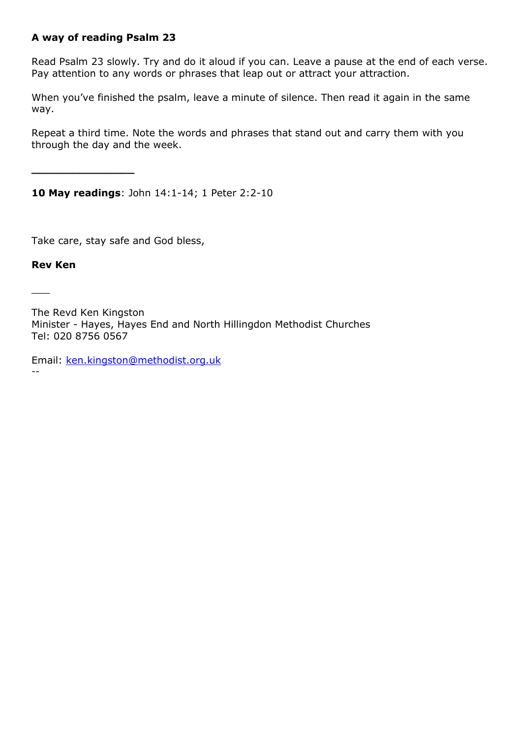**A way of reading Psalm 23**

Read Psalm 23 slowly. Try and do it aloud if you can. Leave a pause at the end of each verse. Pay attention to any words or phrases that leap out or attract your attraction.

When you've finished the psalm, leave a minute of silence. Then read it again in the same way.

Repeat a third time. Note the words and phrases that stand out and carry them with you through the day and the week.

---

**10 May readings**: John 14:1-14; 1 Peter 2:2-10

Take care, stay safe and God bless,

**Rev Ken**

___

The Revd Ken Kingston
Minister - Hayes, Hayes End and North Hillingdon Methodist Churches
Tel: 020 8756 0567

Email: ken.kingston@methodist.org.uk
--